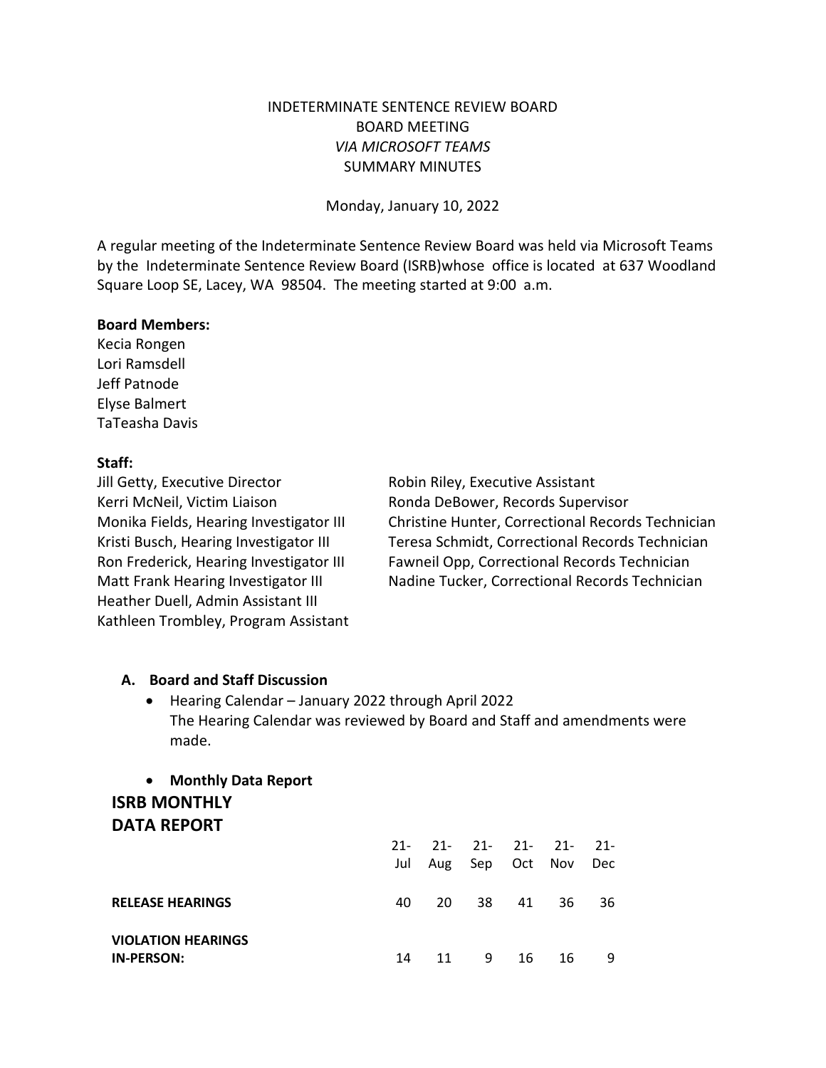INDETERMINATE SENTENCE REVIEW BOARD
BOARD MEETING
*VIA MICROSOFT TEAMS*
SUMMARY MINUTES

Monday, January 10, 2022

A regular meeting of the Indeterminate Sentence Review Board was held via Microsoft Teams by the Indeterminate Sentence Review Board (ISRB)whose office is located at 637 Woodland Square Loop SE, Lacey, WA 98504. The meeting started at 9:00 a.m.

**Board Members:**
Kecia Rongen
Lori Ramsdell
Jeff Patnode
Elyse Balmert
TaTeasha Davis

**Staff:**
Jill Getty, Executive Director
Kerri McNeil, Victim Liaison
Monika Fields, Hearing Investigator III
Kristi Busch, Hearing Investigator III
Ron Frederick, Hearing Investigator III
Matt Frank Hearing Investigator III
Heather Duell, Admin Assistant III
Kathleen Trombley, Program Assistant
Robin Riley, Executive Assistant
Ronda DeBower, Records Supervisor
Christine Hunter, Correctional Records Technician
Teresa Schmidt, Correctional Records Technician
Fawneil Opp, Correctional Records Technician
Nadine Tucker, Correctional Records Technician

**A. Board and Staff Discussion**

- Hearing Calendar – January 2022 through April 2022
  The Hearing Calendar was reviewed by Board and Staff and amendments were made.

- **Monthly Data Report**

**ISRB MONTHLY DATA REPORT**

| | 21-Jul | 21-Aug | 21-Sep | 21-Oct | 21-Nov | 21-Dec |
|---|---|---|---|---|---|---|
| **RELEASE HEARINGS** | 40 | 20 | 38 | 41 | 36 | 36 |
| **VIOLATION HEARINGS IN-PERSON:** | 14 | 11 | 9 | 16 | 16 | 9 |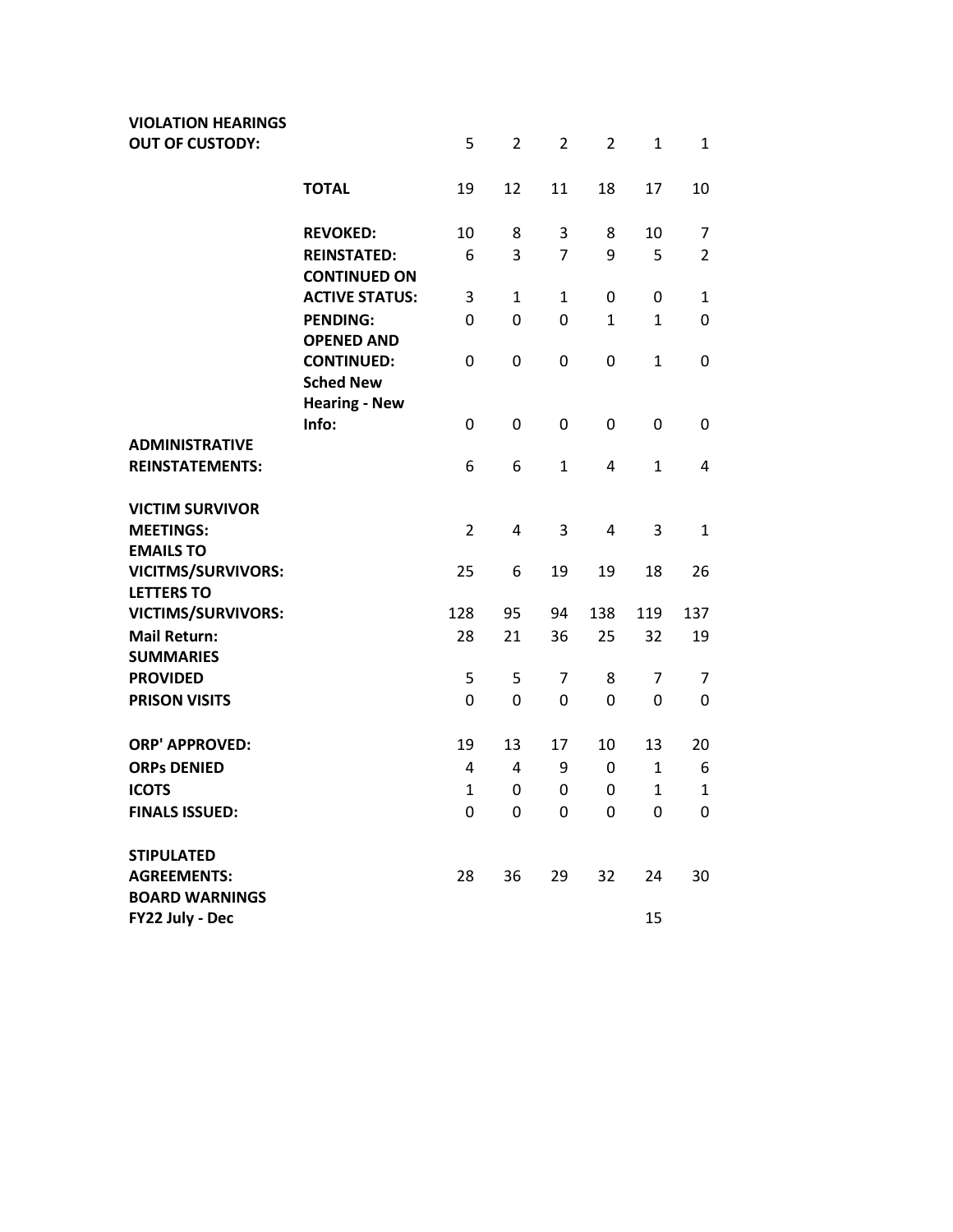| | | | | | | | |
|---|---|---|---|---|---|---|---|
| **VIOLATION HEARINGS OUT OF CUSTODY:** | | 5 | 2 | 2 | 2 | 1 | 1 |
| | **TOTAL** | 19 | 12 | 11 | 18 | 17 | 10 |
| | **REVOKED:** | 10 | 8 | 3 | 8 | 10 | 7 |
| | **REINSTATED:** | 6 | 3 | 7 | 9 | 5 | 2 |
| | **CONTINUED ON ACTIVE STATUS:** | 3 | 1 | 1 | 0 | 0 | 1 |
| | **PENDING:** | 0 | 0 | 0 | 1 | 1 | 0 |
| | **OPENED AND CONTINUED:** | 0 | 0 | 0 | 0 | 1 | 0 |
| | **Sched New Hearing - New Info:** | 0 | 0 | 0 | 0 | 0 | 0 |
| **ADMINISTRATIVE REINSTATEMENTS:** | | 6 | 6 | 1 | 4 | 1 | 4 |
| **VICTIM SURVIVOR MEETINGS:** | | 2 | 4 | 3 | 4 | 3 | 1 |
| **EMAILS TO VICITMS/SURVIVORS:** | | 25 | 6 | 19 | 19 | 18 | 26 |
| **LETTERS TO VICTIMS/SURVIVORS:** | | 128 | 95 | 94 | 138 | 119 | 137 |
| **Mail Return:** | | 28 | 21 | 36 | 25 | 32 | 19 |
| **SUMMARIES PROVIDED** | | 5 | 5 | 7 | 8 | 7 | 7 |
| **PRISON VISITS** | | 0 | 0 | 0 | 0 | 0 | 0 |
| **ORP' APPROVED:** | | 19 | 13 | 17 | 10 | 13 | 20 |
| **ORPs DENIED** | | 4 | 4 | 9 | 0 | 1 | 6 |
| **ICOTS** | | 1 | 0 | 0 | 0 | 1 | 1 |
| **FINALS ISSUED:** | | 0 | 0 | 0 | 0 | 0 | 0 |
| **STIPULATED AGREEMENTS:** | | 28 | 36 | 29 | 32 | 24 | 30 |
| **BOARD WARNINGS FY22 July - Dec** | | | | | | 15 | |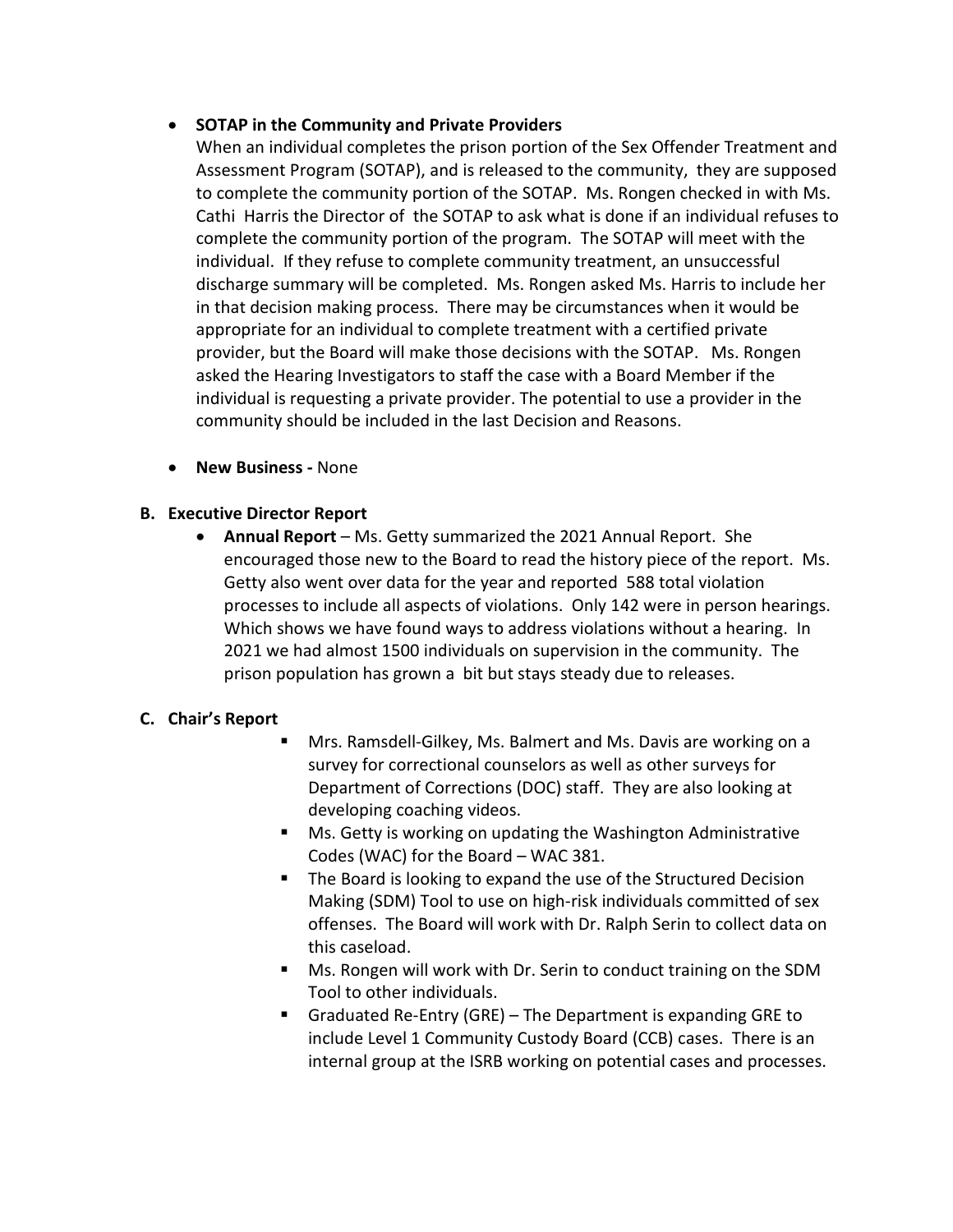- **SOTAP in the Community and Private Providers**

  When an individual completes the prison portion of the Sex Offender Treatment and Assessment Program (SOTAP), and is released to the community, they are supposed to complete the community portion of the SOTAP. Ms. Rongen checked in with Ms. Cathi Harris the Director of the SOTAP to ask what is done if an individual refuses to complete the community portion of the program. The SOTAP will meet with the individual. If they refuse to complete community treatment, an unsuccessful discharge summary will be completed. Ms. Rongen asked Ms. Harris to include her in that decision making process. There may be circumstances when it would be appropriate for an individual to complete treatment with a certified private provider, but the Board will make those decisions with the SOTAP. Ms. Rongen asked the Hearing Investigators to staff the case with a Board Member if the individual is requesting a private provider. The potential to use a provider in the community should be included in the last Decision and Reasons.

- **New Business -** None

## B. Executive Director Report

- **Annual Report** – Ms. Getty summarized the 2021 Annual Report. She encouraged those new to the Board to read the history piece of the report. Ms. Getty also went over data for the year and reported 588 total violation processes to include all aspects of violations. Only 142 were in person hearings. Which shows we have found ways to address violations without a hearing. In 2021 we had almost 1500 individuals on supervision in the community. The prison population has grown a bit but stays steady due to releases.

## C. Chair's Report

- Mrs. Ramsdell-Gilkey, Ms. Balmert and Ms. Davis are working on a survey for correctional counselors as well as other surveys for Department of Corrections (DOC) staff. They are also looking at developing coaching videos.
- Ms. Getty is working on updating the Washington Administrative Codes (WAC) for the Board – WAC 381.
- The Board is looking to expand the use of the Structured Decision Making (SDM) Tool to use on high-risk individuals committed of sex offenses. The Board will work with Dr. Ralph Serin to collect data on this caseload.
- Ms. Rongen will work with Dr. Serin to conduct training on the SDM Tool to other individuals.
- Graduated Re-Entry (GRE) – The Department is expanding GRE to include Level 1 Community Custody Board (CCB) cases. There is an internal group at the ISRB working on potential cases and processes.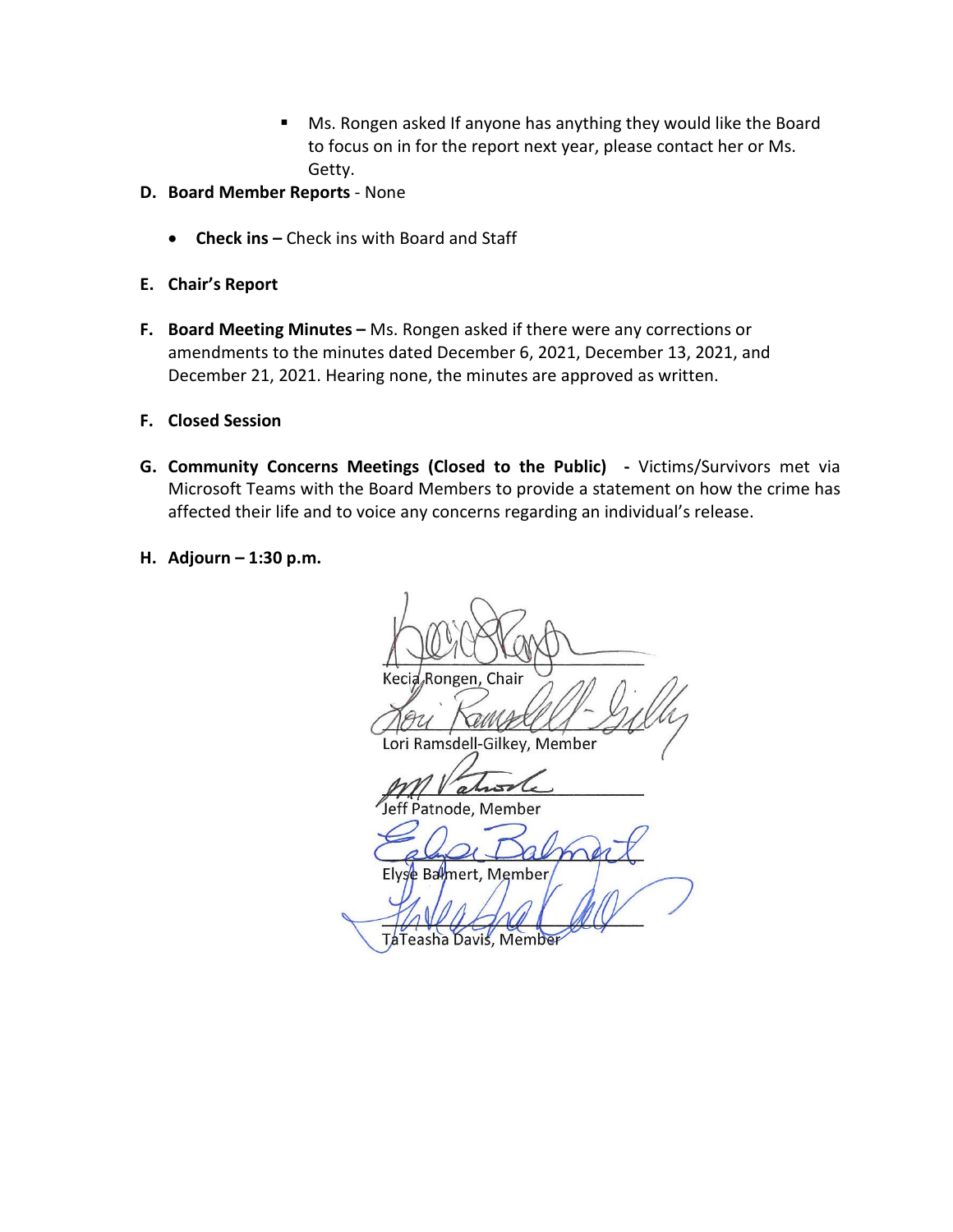- Ms. Rongen asked If anyone has anything they would like the Board to focus on in for the report next year, please contact her or Ms. Getty.

**D. Board Member Reports** - None

- **Check ins –** Check ins with Board and Staff

**E. Chair's Report**

**F. Board Meeting Minutes –** Ms. Rongen asked if there were any corrections or amendments to the minutes dated December 6, 2021, December 13, 2021, and December 21, 2021. Hearing none, the minutes are approved as written.

**F. Closed Session**

**G. Community Concerns Meetings (Closed to the Public) -** Victims/Survivors met via Microsoft Teams with the Board Members to provide a statement on how the crime has affected their life and to voice any concerns regarding an individual's release.

**H. Adjourn – 1:30 p.m.**

Kecia Rongen, Chair

Lori Ramsdell-Gilkey, Member

Jeff Patnode, Member

Elyse Balmert, Member

TaTeasha Davis, Member